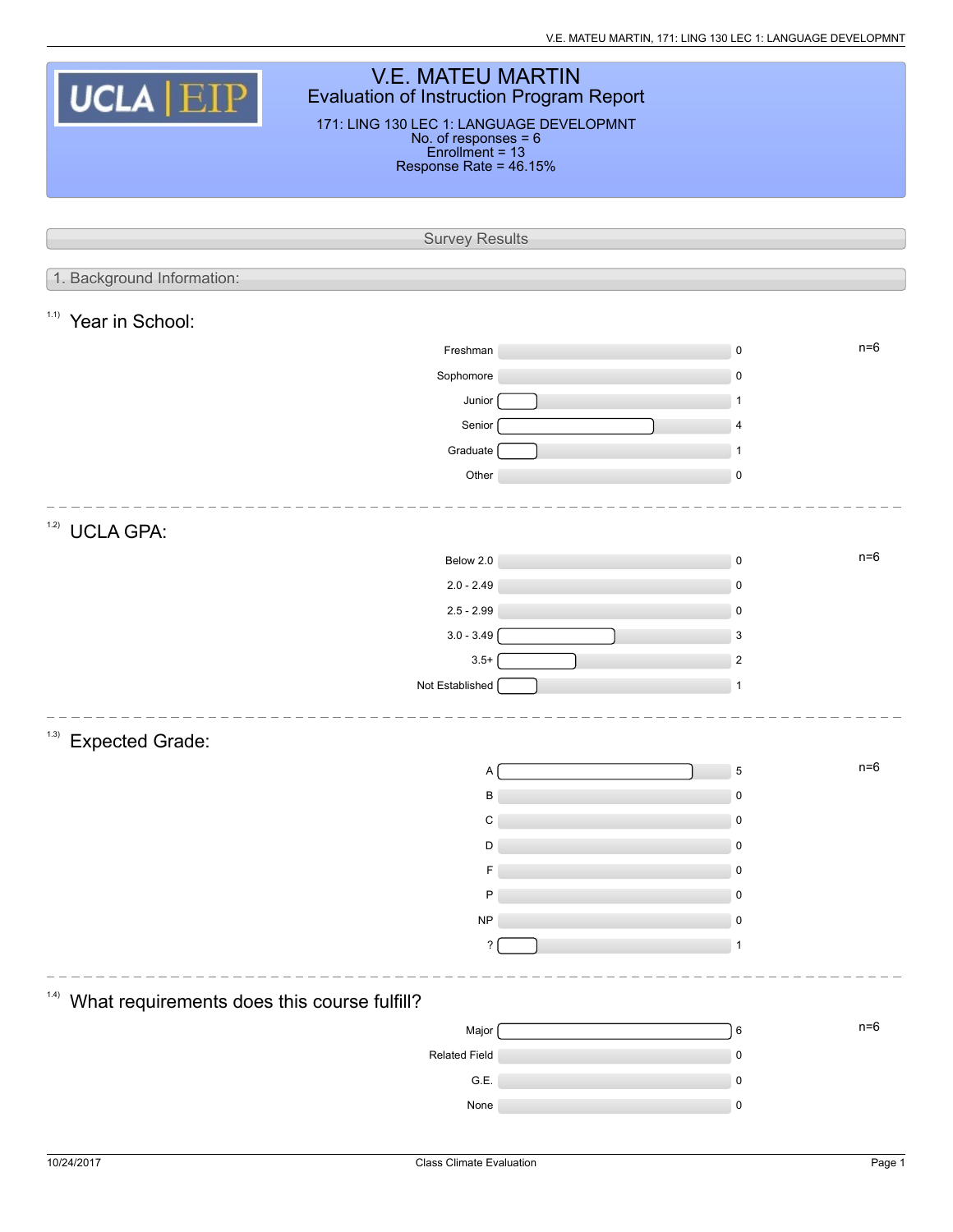# V.E. MATEU MARTIN

## Evaluation of Instruction Program Report

171: LING 130 LEC 1: LANGUAGE DEVELOPMNT
No. of responses = 6
Enrollment = 13
Response Rate = 46.15%

## Survey Results

### 1. Background Information:

#### 1.1) Year in School:

n=6

| Response | Count |
| --- | --- |
| Freshman | 0 |
| Sophomore | 0 |
| Junior | 1 |
| Senior | 4 |
| Graduate | 1 |
| Other | 0 |

#### 1.2) UCLA GPA:

n=6

| Response | Count |
| --- | --- |
| Below 2.0 | 0 |
| 2.0 - 2.49 | 0 |
| 2.5 - 2.99 | 0 |
| 3.0 - 3.49 | 3 |
| 3.5+ | 2 |
| Not Established | 1 |

#### 1.3) Expected Grade:

n=6

| Response | Count |
| --- | --- |
| A | 5 |
| B | 0 |
| C | 0 |
| D | 0 |
| F | 0 |
| P | 0 |
| NP | 0 |
| ? | 1 |

#### 1.4) What requirements does this course fulfill?

n=6

| Response | Count |
| --- | --- |
| Major | 6 |
| Related Field | 0 |
| G.E. | 0 |
| None | 0 |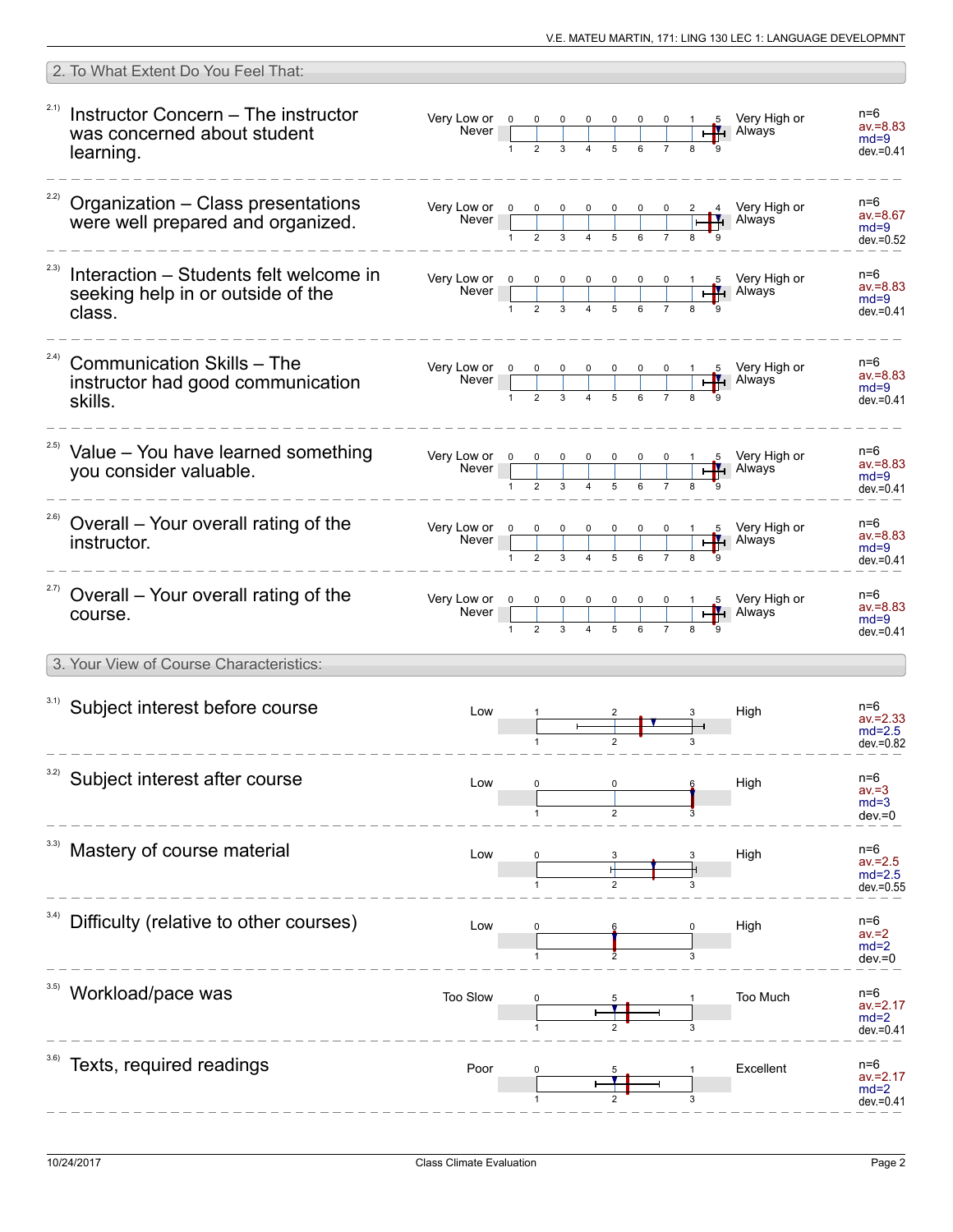## 2. To What Extent Do You Feel That:

2.1) **Instructor Concern – The instructor was concerned about student learning.**

| Very Low or Never | 1 | 2 | 3 | 4 | 5 | 6 | 7 | 8 | 9 | Very High or Always | |
|---|---|---|---|---|---|---|---|---|---|---|---|
| | 0 | 0 | 0 | 0 | 0 | 0 | 0 | 1 | 5 | | n=6, av.=8.83, md=9, dev.=0.41 |

2.2) **Organization – Class presentations were well prepared and organized.**

| Very Low or Never | 1 | 2 | 3 | 4 | 5 | 6 | 7 | 8 | 9 | Very High or Always | |
|---|---|---|---|---|---|---|---|---|---|---|---|
| | 0 | 0 | 0 | 0 | 0 | 0 | 0 | 2 | 4 | | n=6, av.=8.67, md=9, dev.=0.52 |

2.3) **Interaction – Students felt welcome in seeking help in or outside of the class.**

| Very Low or Never | 1 | 2 | 3 | 4 | 5 | 6 | 7 | 8 | 9 | Very High or Always | |
|---|---|---|---|---|---|---|---|---|---|---|---|
| | 0 | 0 | 0 | 0 | 0 | 0 | 0 | 1 | 5 | | n=6, av.=8.83, md=9, dev.=0.41 |

2.4) **Communication Skills – The instructor had good communication skills.**

| Very Low or Never | 1 | 2 | 3 | 4 | 5 | 6 | 7 | 8 | 9 | Very High or Always | |
|---|---|---|---|---|---|---|---|---|---|---|---|
| | 0 | 0 | 0 | 0 | 0 | 0 | 0 | 1 | 5 | | n=6, av.=8.83, md=9, dev.=0.41 |

2.5) **Value – You have learned something you consider valuable.**

| Very Low or Never | 1 | 2 | 3 | 4 | 5 | 6 | 7 | 8 | 9 | Very High or Always | |
|---|---|---|---|---|---|---|---|---|---|---|---|
| | 0 | 0 | 0 | 0 | 0 | 0 | 0 | 1 | 5 | | n=6, av.=8.83, md=9, dev.=0.41 |

2.6) **Overall – Your overall rating of the instructor.**

| Very Low or Never | 1 | 2 | 3 | 4 | 5 | 6 | 7 | 8 | 9 | Very High or Always | |
|---|---|---|---|---|---|---|---|---|---|---|---|
| | 0 | 0 | 0 | 0 | 0 | 0 | 0 | 1 | 5 | | n=6, av.=8.83, md=9, dev.=0.41 |

2.7) **Overall – Your overall rating of the course.**

| Very Low or Never | 1 | 2 | 3 | 4 | 5 | 6 | 7 | 8 | 9 | Very High or Always | |
|---|---|---|---|---|---|---|---|---|---|---|---|
| | 0 | 0 | 0 | 0 | 0 | 0 | 0 | 1 | 5 | | n=6, av.=8.83, md=9, dev.=0.41 |

## 3. Your View of Course Characteristics:

3.1) **Subject interest before course**

| Low | 1 | 2 | 3 | High | |
|---|---|---|---|---|---|
| | 1 | 2 | 3 | | n=6, av.=2.33, md=2.5, dev.=0.82 |

3.2) **Subject interest after course**

| Low | 1 | 2 | 3 | High | |
|---|---|---|---|---|---|
| | 0 | 0 | 6 | | n=6, av.=3, md=3, dev.=0 |

3.3) **Mastery of course material**

| Low | 1 | 2 | 3 | High | |
|---|---|---|---|---|---|
| | 0 | 3 | 3 | | n=6, av.=2.5, md=2.5, dev.=0.55 |

3.4) **Difficulty (relative to other courses)**

| Low | 1 | 2 | 3 | High | |
|---|---|---|---|---|---|
| | 0 | 6 | 0 | | n=6, av.=2, md=2, dev.=0 |

3.5) **Workload/pace was**

| Too Slow | 1 | 2 | 3 | Too Much | |
|---|---|---|---|---|---|
| | 0 | 5 | 1 | | n=6, av.=2.17, md=2, dev.=0.41 |

3.6) **Texts, required readings**

| Poor | 1 | 2 | 3 | Excellent | |
|---|---|---|---|---|---|
| | 0 | 5 | 1 | | n=6, av.=2.17, md=2, dev.=0.41 |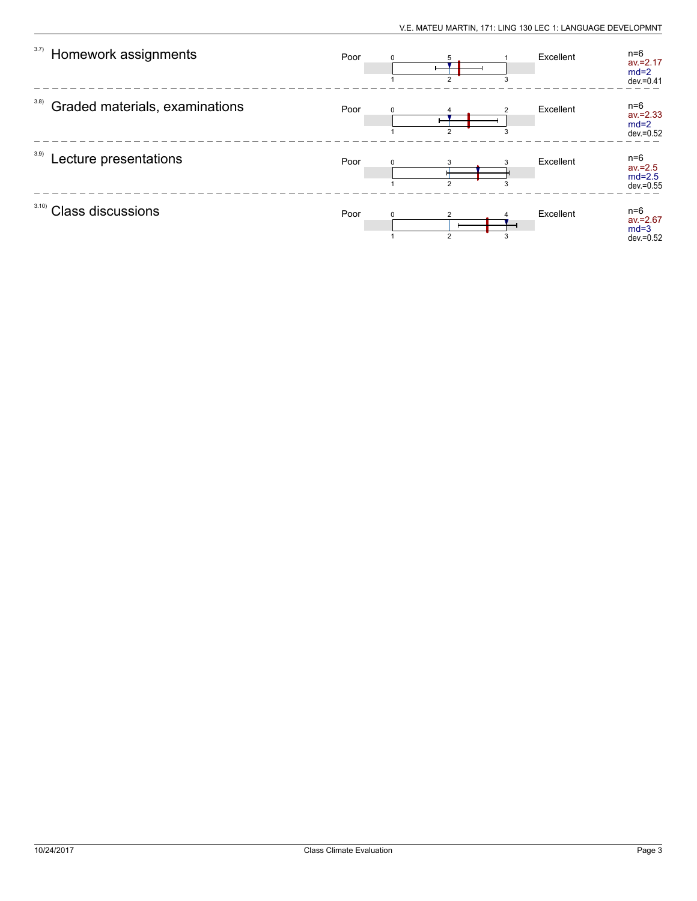| Item | | Scale (counts above / values below) | | n | av. | md | dev. |
|---|---|---|---|---|---|---|---|
| 3.7) Homework assignments | Poor | 0 / 5 / 1 (1 / 2 / 3) | Excellent | n=6 | av.=2.17 | md=2 | dev.=0.41 |
| 3.8) Graded materials, examinations | Poor | 0 / 4 / 2 (1 / 2 / 3) | Excellent | n=6 | av.=2.33 | md=2 | dev.=0.52 |
| 3.9) Lecture presentations | Poor | 0 / 3 / 3 (1 / 2 / 3) | Excellent | n=6 | av.=2.5 | md=2.5 | dev.=0.55 |
| 3.10) Class discussions | Poor | 0 / 2 / 4 (1 / 2 / 3) | Excellent | n=6 | av.=2.67 | md=3 | dev.=0.52 |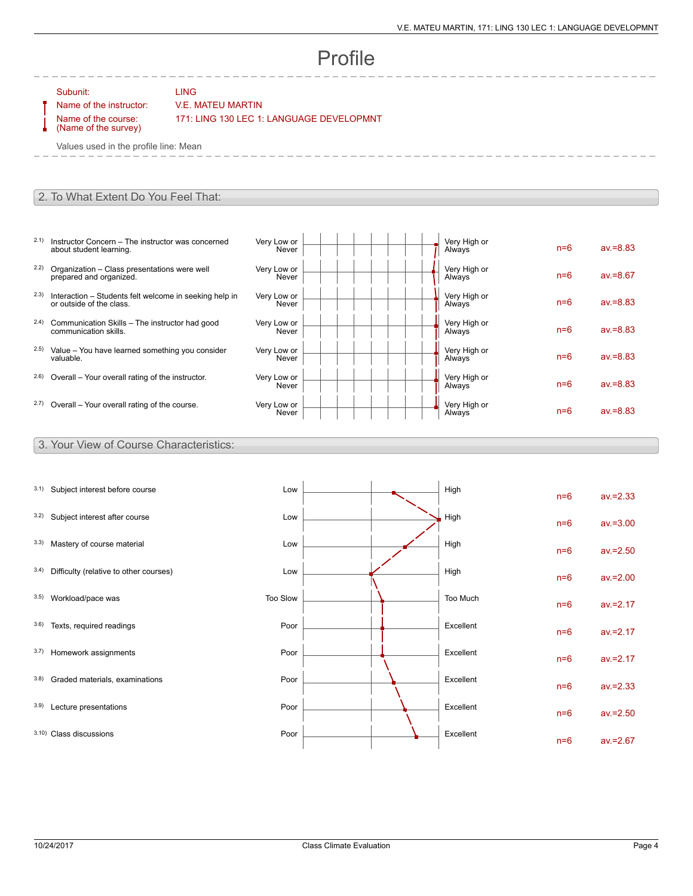# Profile

Subunit: LING

Name of the instructor: V.E. MATEU MARTIN

Name of the course: (Name of the survey) 171: LING 130 LEC 1: LANGUAGE DEVELOPMNT

Values used in the profile line: Mean

## 2. To What Extent Do You Feel That:

| | Item | Left pole | Right pole | n | av. |
|---|---|---|---|---|---|
| 2.1) | Instructor Concern – The instructor was concerned about student learning. | Very Low or Never | Very High or Always | n=6 | av.=8.83 |
| 2.2) | Organization – Class presentations were well prepared and organized. | Very Low or Never | Very High or Always | n=6 | av.=8.67 |
| 2.3) | Interaction – Students felt welcome in seeking help in or outside of the class. | Very Low or Never | Very High or Always | n=6 | av.=8.83 |
| 2.4) | Communication Skills – The instructor had good communication skills. | Very Low or Never | Very High or Always | n=6 | av.=8.83 |
| 2.5) | Value – You have learned something you consider valuable. | Very Low or Never | Very High or Always | n=6 | av.=8.83 |
| 2.6) | Overall – Your overall rating of the instructor. | Very Low or Never | Very High or Always | n=6 | av.=8.83 |
| 2.7) | Overall – Your overall rating of the course. | Very Low or Never | Very High or Always | n=6 | av.=8.83 |

## 3. Your View of Course Characteristics:

| | Item | Left pole | Right pole | n | av. |
|---|---|---|---|---|---|
| 3.1) | Subject interest before course | Low | High | n=6 | av.=2.33 |
| 3.2) | Subject interest after course | Low | High | n=6 | av.=3.00 |
| 3.3) | Mastery of course material | Low | High | n=6 | av.=2.50 |
| 3.4) | Difficulty (relative to other courses) | Low | High | n=6 | av.=2.00 |
| 3.5) | Workload/pace was | Too Slow | Too Much | n=6 | av.=2.17 |
| 3.6) | Texts, required readings | Poor | Excellent | n=6 | av.=2.17 |
| 3.7) | Homework assignments | Poor | Excellent | n=6 | av.=2.17 |
| 3.8) | Graded materials, examinations | Poor | Excellent | n=6 | av.=2.33 |
| 3.9) | Lecture presentations | Poor | Excellent | n=6 | av.=2.50 |
| 3.10) | Class discussions | Poor | Excellent | n=6 | av.=2.67 |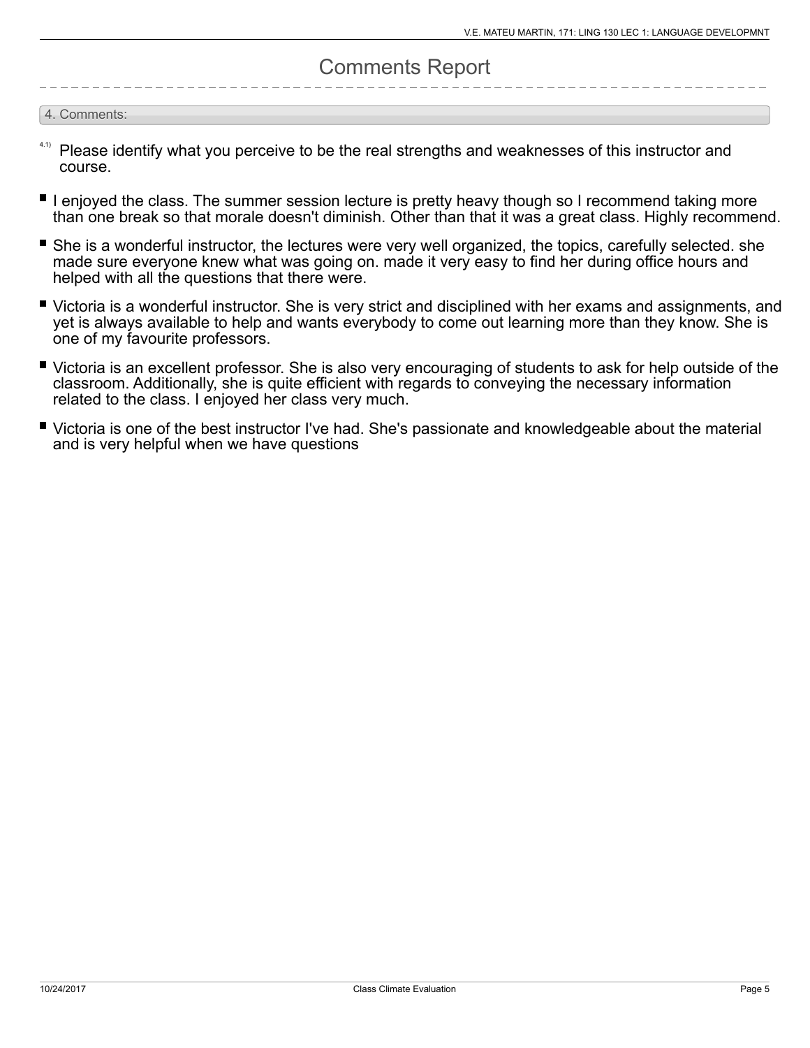# Comments Report

## 4. Comments:

4.1) Please identify what you perceive to be the real strengths and weaknesses of this instructor and course.

- I enjoyed the class. The summer session lecture is pretty heavy though so I recommend taking more than one break so that morale doesn't diminish. Other than that it was a great class. Highly recommend.
- She is a wonderful instructor, the lectures were very well organized, the topics, carefully selected. she made sure everyone knew what was going on. made it very easy to find her during office hours and helped with all the questions that there were.
- Victoria is a wonderful instructor. She is very strict and disciplined with her exams and assignments, and yet is always available to help and wants everybody to come out learning more than they know. She is one of my favourite professors.
- Victoria is an excellent professor. She is also very encouraging of students to ask for help outside of the classroom. Additionally, she is quite efficient with regards to conveying the necessary information related to the class. I enjoyed her class very much.
- Victoria is one of the best instructor I've had. She's passionate and knowledgeable about the material and is very helpful when we have questions